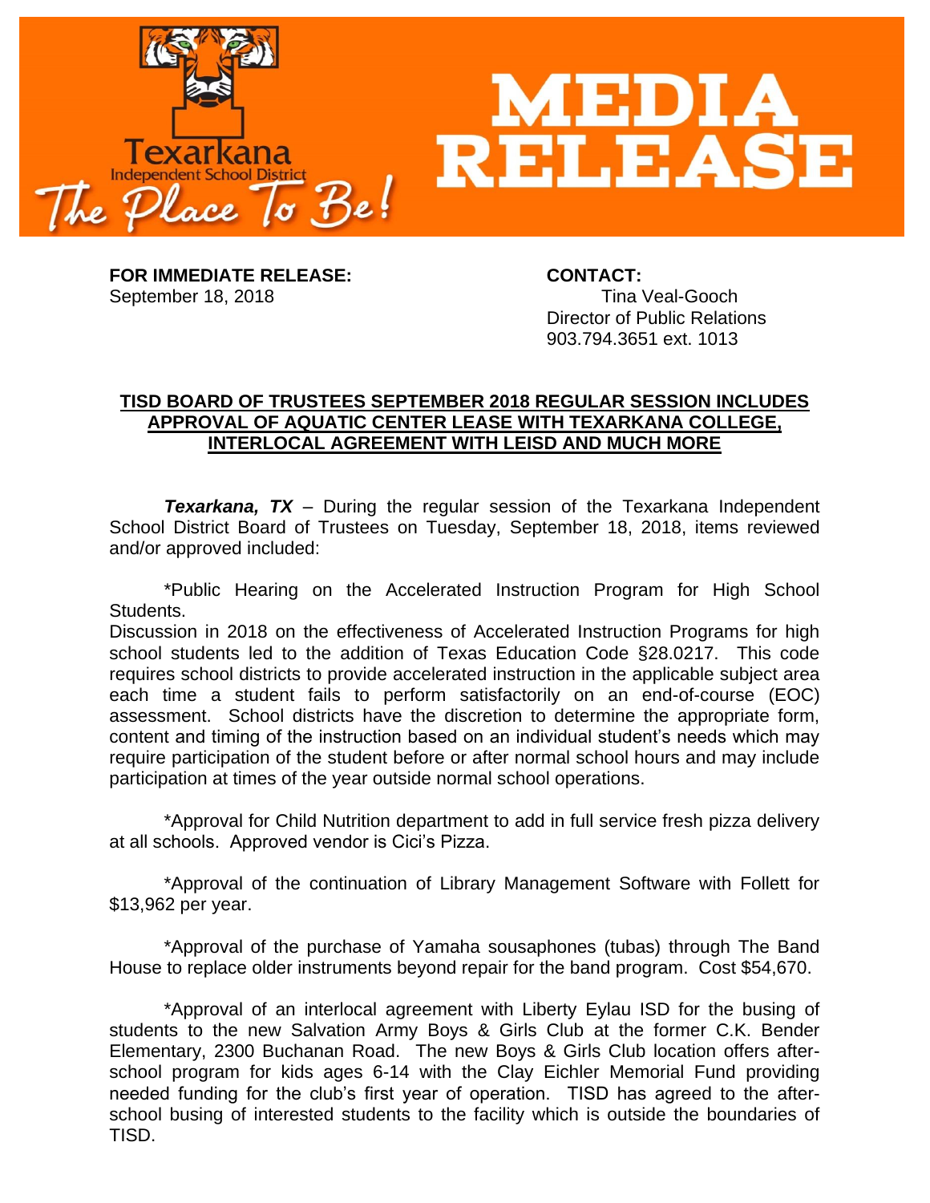Texarkana Independent School District – The Place To Be!

# MEDIA RELEASE

**FOR IMMEDIATE RELEASE:**
September 18, 2018

**CONTACT:**
Tina Veal-Gooch
Director of Public Relations
903.794.3651 ext. 1013

## TISD BOARD OF TRUSTEES SEPTEMBER 2018 REGULAR SESSION INCLUDES APPROVAL OF AQUATIC CENTER LEASE WITH TEXARKANA COLLEGE, INTERLOCAL AGREEMENT WITH LEISD AND MUCH MORE

***Texarkana, TX*** – During the regular session of the Texarkana Independent School District Board of Trustees on Tuesday, September 18, 2018, items reviewed and/or approved included:

*Public Hearing on the Accelerated Instruction Program for High School Students.
Discussion in 2018 on the effectiveness of Accelerated Instruction Programs for high school students led to the addition of Texas Education Code §28.0217. This code requires school districts to provide accelerated instruction in the applicable subject area each time a student fails to perform satisfactorily on an end-of-course (EOC) assessment. School districts have the discretion to determine the appropriate form, content and timing of the instruction based on an individual student's needs which may require participation of the student before or after normal school hours and may include participation at times of the year outside normal school operations.

*Approval for Child Nutrition department to add in full service fresh pizza delivery at all schools. Approved vendor is Cici's Pizza.

*Approval of the continuation of Library Management Software with Follett for $13,962 per year.

*Approval of the purchase of Yamaha sousaphones (tubas) through The Band House to replace older instruments beyond repair for the band program. Cost $54,670.

*Approval of an interlocal agreement with Liberty Eylau ISD for the busing of students to the new Salvation Army Boys & Girls Club at the former C.K. Bender Elementary, 2300 Buchanan Road. The new Boys & Girls Club location offers after-school program for kids ages 6-14 with the Clay Eichler Memorial Fund providing needed funding for the club's first year of operation. TISD has agreed to the after-school busing of interested students to the facility which is outside the boundaries of TISD.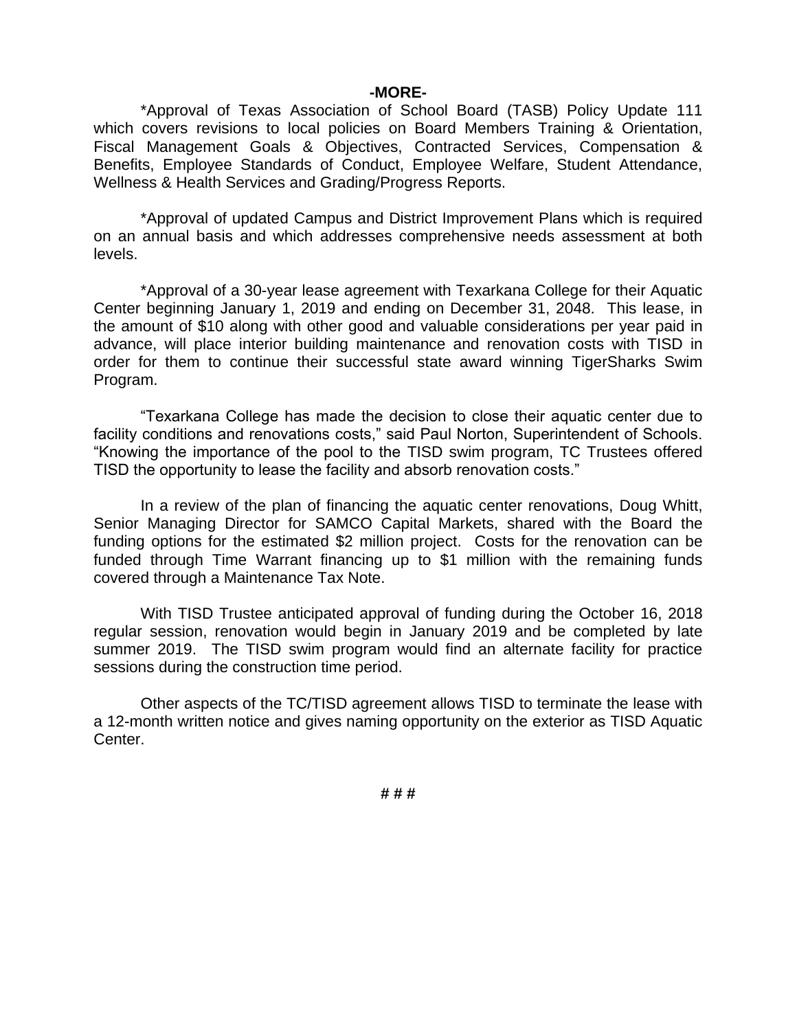**-MORE-**

*Approval of Texas Association of School Board (TASB) Policy Update 111 which covers revisions to local policies on Board Members Training & Orientation, Fiscal Management Goals & Objectives, Contracted Services, Compensation & Benefits, Employee Standards of Conduct, Employee Welfare, Student Attendance, Wellness & Health Services and Grading/Progress Reports.

*Approval of updated Campus and District Improvement Plans which is required on an annual basis and which addresses comprehensive needs assessment at both levels.

*Approval of a 30-year lease agreement with Texarkana College for their Aquatic Center beginning January 1, 2019 and ending on December 31, 2048. This lease, in the amount of $10 along with other good and valuable considerations per year paid in advance, will place interior building maintenance and renovation costs with TISD in order for them to continue their successful state award winning TigerSharks Swim Program.

"Texarkana College has made the decision to close their aquatic center due to facility conditions and renovations costs," said Paul Norton, Superintendent of Schools. "Knowing the importance of the pool to the TISD swim program, TC Trustees offered TISD the opportunity to lease the facility and absorb renovation costs."

In a review of the plan of financing the aquatic center renovations, Doug Whitt, Senior Managing Director for SAMCO Capital Markets, shared with the Board the funding options for the estimated $2 million project. Costs for the renovation can be funded through Time Warrant financing up to $1 million with the remaining funds covered through a Maintenance Tax Note.

With TISD Trustee anticipated approval of funding during the October 16, 2018 regular session, renovation would begin in January 2019 and be completed by late summer 2019. The TISD swim program would find an alternate facility for practice sessions during the construction time period.

Other aspects of the TC/TISD agreement allows TISD to terminate the lease with a 12-month written notice and gives naming opportunity on the exterior as TISD Aquatic Center.

**# # #**